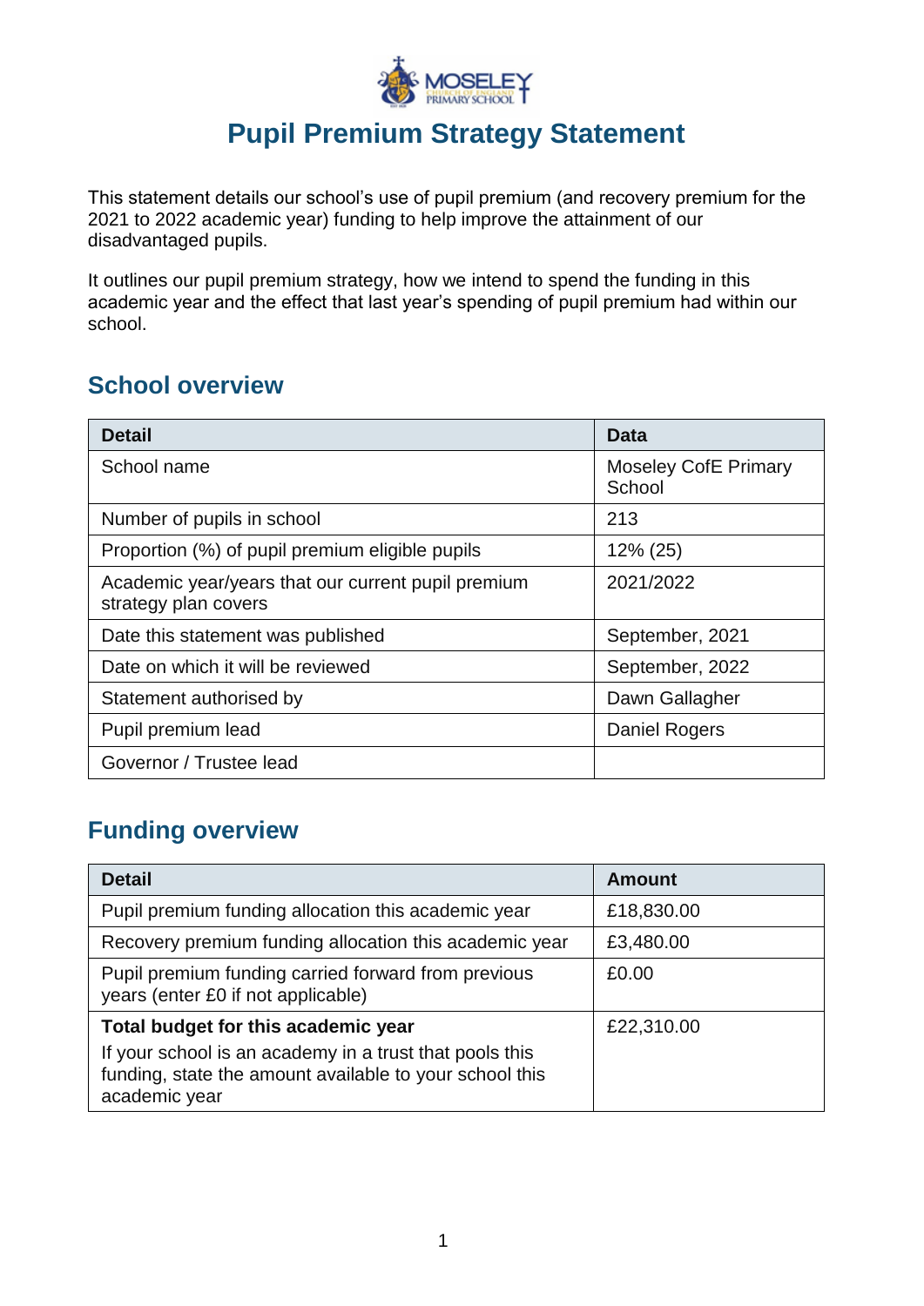# Pupil Premium Strategy Statement

This statement details our school's use of pupil premium (and recovery premium for the 2021 to 2022 academic year) funding to help improve the attainment of our disadvantaged pupils.

It outlines our pupil premium strategy, how we intend to spend the funding in this academic year and the effect that last year's spending of pupil premium had within our school.

## School overview

| Detail | Data |
|---|---|
| School name | Moseley CofE Primary School |
| Number of pupils in school | 213 |
| Proportion (%) of pupil premium eligible pupils | 12% (25) |
| Academic year/years that our current pupil premium strategy plan covers | 2021/2022 |
| Date this statement was published | September, 2021 |
| Date on which it will be reviewed | September, 2022 |
| Statement authorised by | Dawn Gallagher |
| Pupil premium lead | Daniel Rogers |
| Governor / Trustee lead | |

## Funding overview

| Detail | Amount |
|---|---|
| Pupil premium funding allocation this academic year | £18,830.00 |
| Recovery premium funding allocation this academic year | £3,480.00 |
| Pupil premium funding carried forward from previous years (enter £0 if not applicable) | £0.00 |
| **Total budget for this academic year**<br>If your school is an academy in a trust that pools this funding, state the amount available to your school this academic year | £22,310.00 |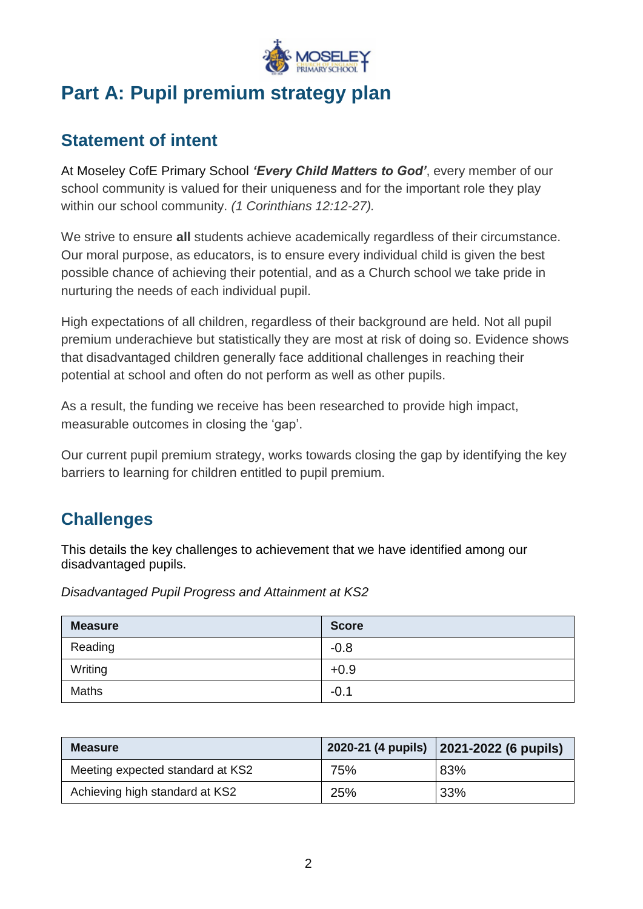# Part A: Pupil premium strategy plan

## Statement of intent

At Moseley CofE Primary School ***'Every Child Matters to God'***, every member of our school community is valued for their uniqueness and for the important role they play within our school community. *(1 Corinthians 12:12-27).*

We strive to ensure **all** students achieve academically regardless of their circumstance. Our moral purpose, as educators, is to ensure every individual child is given the best possible chance of achieving their potential, and as a Church school we take pride in nurturing the needs of each individual pupil.

High expectations of all children, regardless of their background are held. Not all pupil premium underachieve but statistically they are most at risk of doing so. Evidence shows that disadvantaged children generally face additional challenges in reaching their potential at school and often do not perform as well as other pupils.

As a result, the funding we receive has been researched to provide high impact, measurable outcomes in closing the 'gap'.

Our current pupil premium strategy, works towards closing the gap by identifying the key barriers to learning for children entitled to pupil premium.

## Challenges

This details the key challenges to achievement that we have identified among our disadvantaged pupils.

*Disadvantaged Pupil Progress and Attainment at KS2*

| Measure | Score |
|---|---|
| Reading | -0.8 |
| Writing | +0.9 |
| Maths | -0.1 |

| Measure | 2020-21 (4 pupils) | 2021-2022 (6 pupils) |
|---|---|---|
| Meeting expected standard at KS2 | 75% | 83% |
| Achieving high standard at KS2 | 25% | 33% |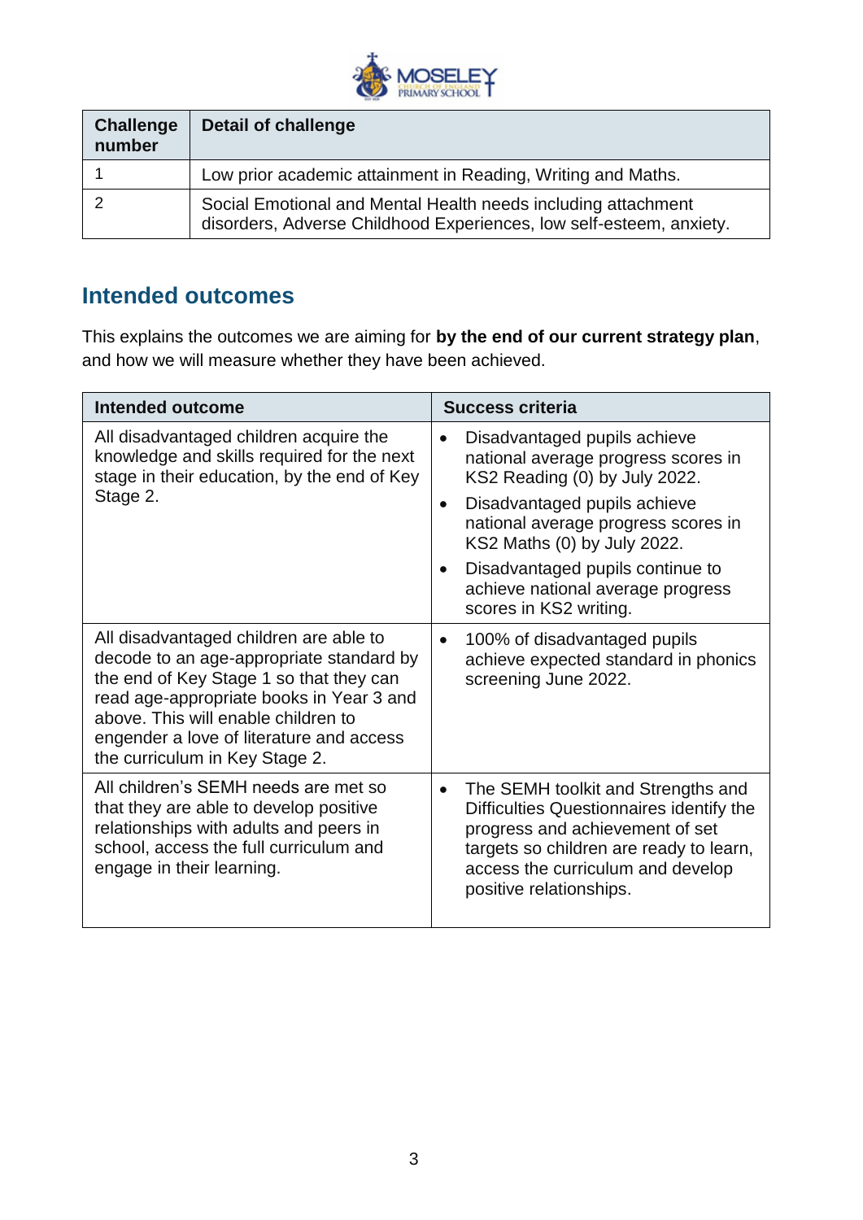| Challenge number | Detail of challenge |
|---|---|
| 1 | Low prior academic attainment in Reading, Writing and Maths. |
| 2 | Social Emotional and Mental Health needs including attachment disorders, Adverse Childhood Experiences, low self-esteem, anxiety. |

## Intended outcomes

This explains the outcomes we are aiming for **by the end of our current strategy plan**, and how we will measure whether they have been achieved.

| Intended outcome | Success criteria |
|---|---|
| All disadvantaged children acquire the knowledge and skills required for the next stage in their education, by the end of Key Stage 2. | • Disadvantaged pupils achieve national average progress scores in KS2 Reading (0) by July 2022.<br>• Disadvantaged pupils achieve national average progress scores in KS2 Maths (0) by July 2022.<br>• Disadvantaged pupils continue to achieve national average progress scores in KS2 writing. |
| All disadvantaged children are able to decode to an age-appropriate standard by the end of Key Stage 1 so that they can read age-appropriate books in Year 3 and above. This will enable children to engender a love of literature and access the curriculum in Key Stage 2. | • 100% of disadvantaged pupils achieve expected standard in phonics screening June 2022. |
| All children's SEMH needs are met so that they are able to develop positive relationships with adults and peers in school, access the full curriculum and engage in their learning. | • The SEMH toolkit and Strengths and Difficulties Questionnaires identify the progress and achievement of set targets so children are ready to learn, access the curriculum and develop positive relationships. |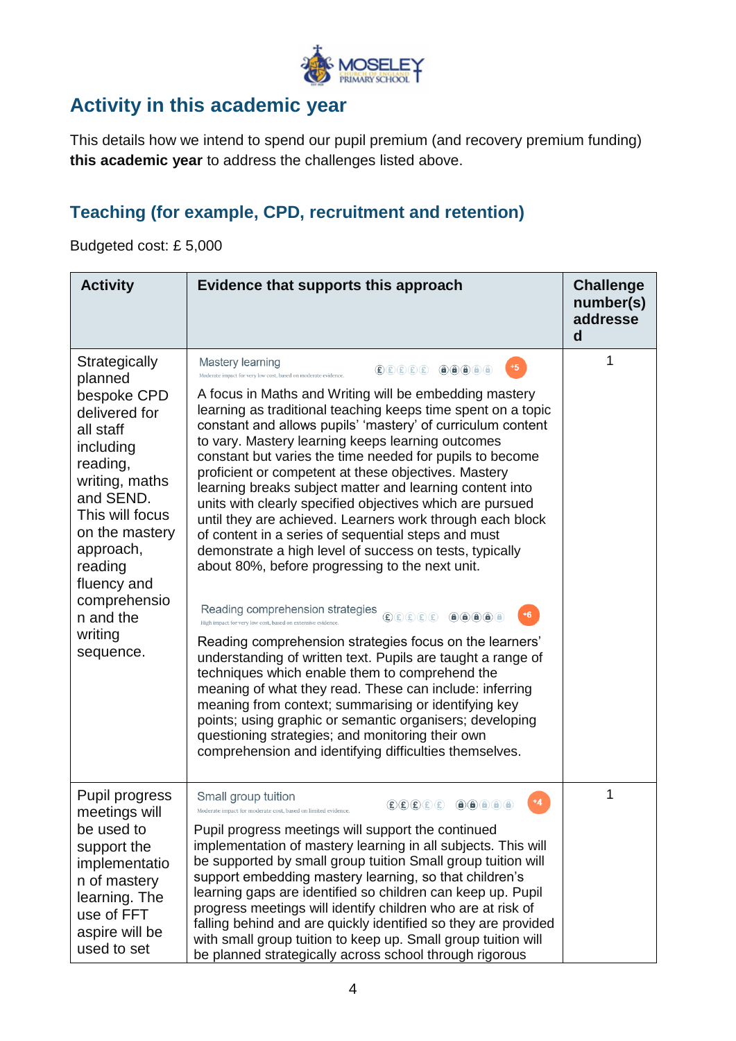## Activity in this academic year

This details how we intend to spend our pupil premium (and recovery premium funding) **this academic year** to address the challenges listed above.

### Teaching (for example, CPD, recruitment and retention)

Budgeted cost: £ 5,000

| Activity | Evidence that supports this approach | Challenge number(s) addressed |
|---|---|---|
| Strategically planned bespoke CPD delivered for all staff including reading, writing, maths and SEND. This will focus on the mastery approach, reading fluency and comprehension and the writing sequence. | Mastery learning +5 Moderate impact for very low cost, based on moderate evidence. A focus in Maths and Writing will be embedding mastery learning as traditional teaching keeps time spent on a topic constant and allows pupils' 'mastery' of curriculum content to vary. Mastery learning keeps learning outcomes constant but varies the time needed for pupils to become proficient or competent at these objectives. Mastery learning breaks subject matter and learning content into units with clearly specified objectives which are pursued until they are achieved. Learners work through each block of content in a series of sequential steps and must demonstrate a high level of success on tests, typically about 80%, before progressing to the next unit. Reading comprehension strategies +6 High impact for very low cost, based on extensive evidence. Reading comprehension strategies focus on the learners' understanding of written text. Pupils are taught a range of techniques which enable them to comprehend the meaning of what they read. These can include: inferring meaning from context; summarising or identifying key points; using graphic or semantic organisers; developing questioning strategies; and monitoring their own comprehension and identifying difficulties themselves. | 1 |
| Pupil progress meetings will be used to support the implementation of mastery learning. The use of FFT aspire will be used to set | Small group tuition +4 Moderate impact for moderate cost, based on limited evidence. Pupil progress meetings will support the continued implementation of mastery learning in all subjects. This will be supported by small group tuition Small group tuition will support embedding mastery learning, so that children's learning gaps are identified so children can keep up. Pupil progress meetings will identify children who are at risk of falling behind and are quickly identified so they are provided with small group tuition to keep up. Small group tuition will be planned strategically across school through rigorous | 1 |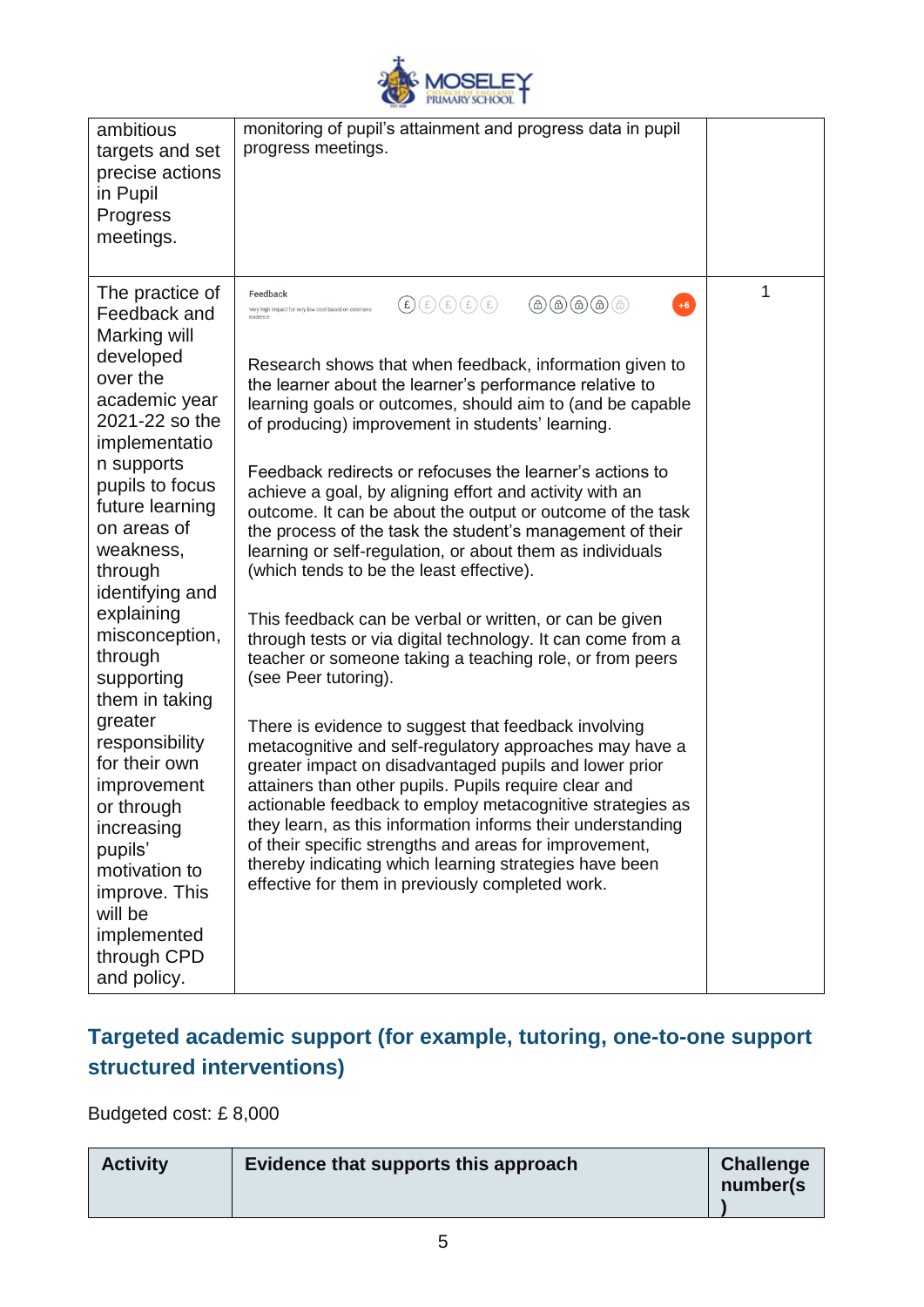| | | |
|---|---|---|
| ambitious targets and set precise actions in Pupil Progress meetings. | monitoring of pupil's attainment and progress data in pupil progress meetings. | |
| The practice of Feedback and Marking will developed over the academic year 2021-22 so the implementation supports pupils to focus future learning on areas of weakness, through identifying and explaining misconception, through supporting them in taking greater responsibility for their own improvement or through increasing pupils' motivation to improve. This will be implemented through CPD and policy. | Feedback<br>Very high impact for very low cost based on extensive evidence<br>+6<br><br>Research shows that when feedback, information given to the learner about the learner's performance relative to learning goals or outcomes, should aim to (and be capable of producing) improvement in students' learning.<br><br>Feedback redirects or refocuses the learner's actions to achieve a goal, by aligning effort and activity with an outcome. It can be about the output or outcome of the task the process of the task the student's management of their learning or self-regulation, or about them as individuals (which tends to be the least effective).<br><br>This feedback can be verbal or written, or can be given through tests or via digital technology. It can come from a teacher or someone taking a teaching role, or from peers (see Peer tutoring).<br><br>There is evidence to suggest that feedback involving metacognitive and self-regulatory approaches may have a greater impact on disadvantaged pupils and lower prior attainers than other pupils. Pupils require clear and actionable feedback to employ metacognitive strategies as they learn, as this information informs their understanding of their specific strengths and areas for improvement, thereby indicating which learning strategies have been effective for them in previously completed work. | 1 |

## Targeted academic support (for example, tutoring, one-to-one support structured interventions)

Budgeted cost: £ 8,000

| Activity | Evidence that supports this approach | Challenge number(s) |
|---|---|---|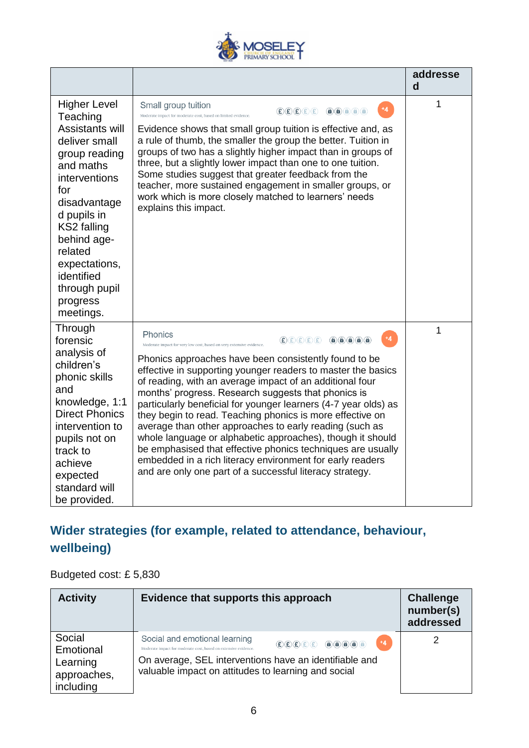| | | addressed |
|---|---|---|
| Higher Level Teaching Assistants will deliver small group reading and maths interventions for disadvantaged pupils in KS2 falling behind age-related expectations, identified through pupil progress meetings. | Small group tuition<br>Moderate impact for moderate cost, based on limited evidence. +4<br>Evidence shows that small group tuition is effective and, as a rule of thumb, the smaller the group the better. Tuition in groups of two has a slightly higher impact than in groups of three, but a slightly lower impact than one to one tuition. Some studies suggest that greater feedback from the teacher, more sustained engagement in smaller groups, or work which is more closely matched to learners' needs explains this impact. | 1 |
| Through forensic analysis of children's phonic skills and knowledge, 1:1 Direct Phonics intervention to pupils not on track to achieve expected standard will be provided. | Phonics<br>Moderate impact for very low cost, based on very extensive evidence. +4<br>Phonics approaches have been consistently found to be effective in supporting younger readers to master the basics of reading, with an average impact of an additional four months' progress. Research suggests that phonics is particularly beneficial for younger learners (4-7 year olds) as they begin to read. Teaching phonics is more effective on average than other approaches to early reading (such as whole language or alphabetic approaches), though it should be emphasised that effective phonics techniques are usually embedded in a rich literacy environment for early readers and are only one part of a successful literacy strategy. | 1 |

## Wider strategies (for example, related to attendance, behaviour, wellbeing)

Budgeted cost: £ 5,830

| Activity | Evidence that supports this approach | Challenge number(s) addressed |
|---|---|---|
| Social Emotional Learning approaches, including | Social and emotional learning<br>Moderate impact for moderate cost, based on extensive evidence. +4<br>On average, SEL interventions have an identifiable and valuable impact on attitudes to learning and social | 2 |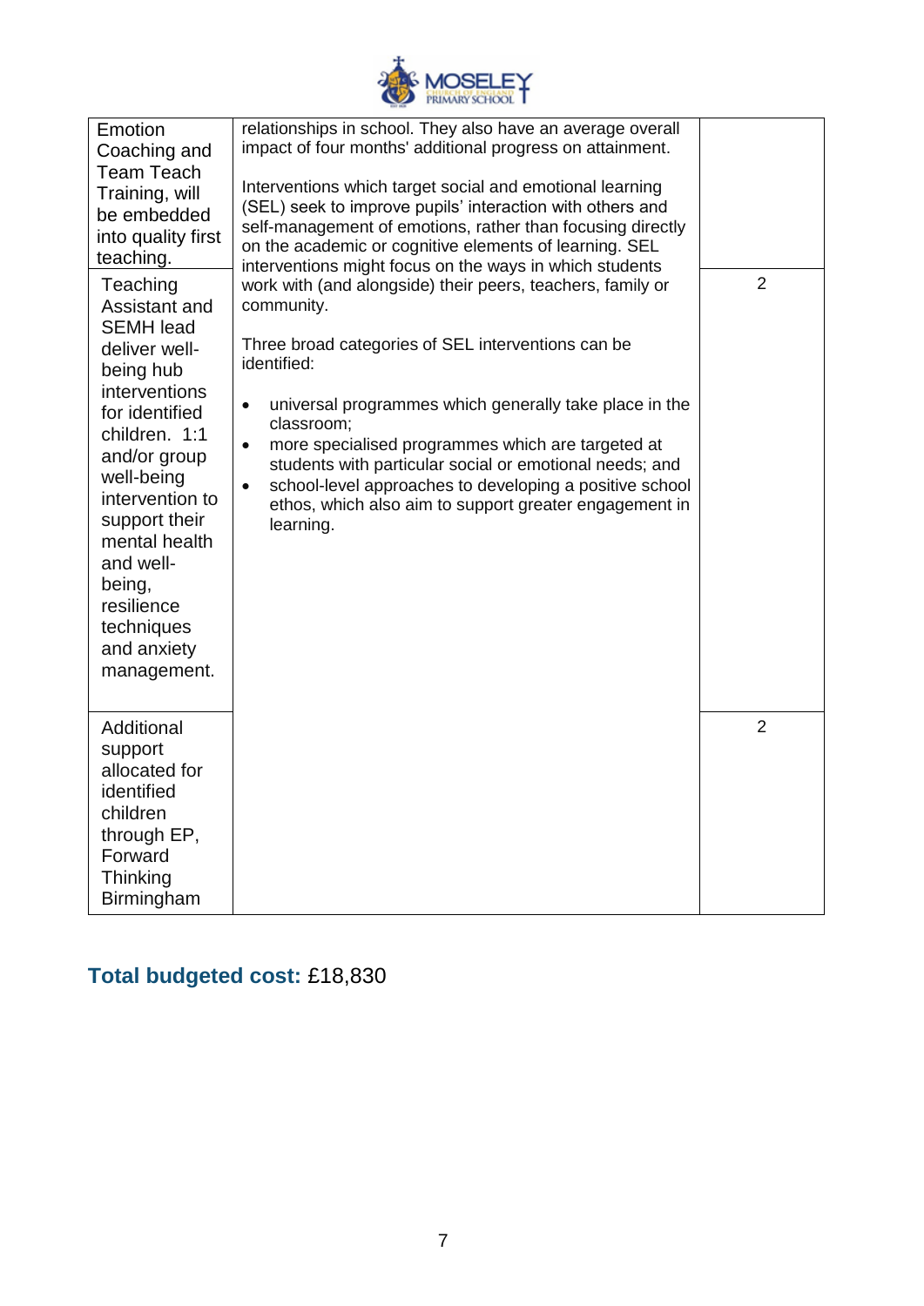| | | |
|---|---|---|
| Emotion Coaching and Team Teach Training, will be embedded into quality first teaching. | relationships in school. They also have an average overall impact of four months' additional progress on attainment.<br><br>Interventions which target social and emotional learning (SEL) seek to improve pupils' interaction with others and self-management of emotions, rather than focusing directly on the academic or cognitive elements of learning. SEL interventions might focus on the ways in which students work with (and alongside) their peers, teachers, family or community.<br><br>Three broad categories of SEL interventions can be identified:<br><br>• universal programmes which generally take place in the classroom;<br>• more specialised programmes which are targeted at students with particular social or emotional needs; and<br>• school-level approaches to developing a positive school ethos, which also aim to support greater engagement in learning. | |
| Teaching Assistant and SEMH lead deliver well-being hub interventions for identified children. 1:1 and/or group well-being intervention to support their mental health and well-being, resilience techniques and anxiety management. | | 2 |
| Additional support allocated for identified children through EP, Forward Thinking Birmingham | | 2 |

## Total budgeted cost: £18,830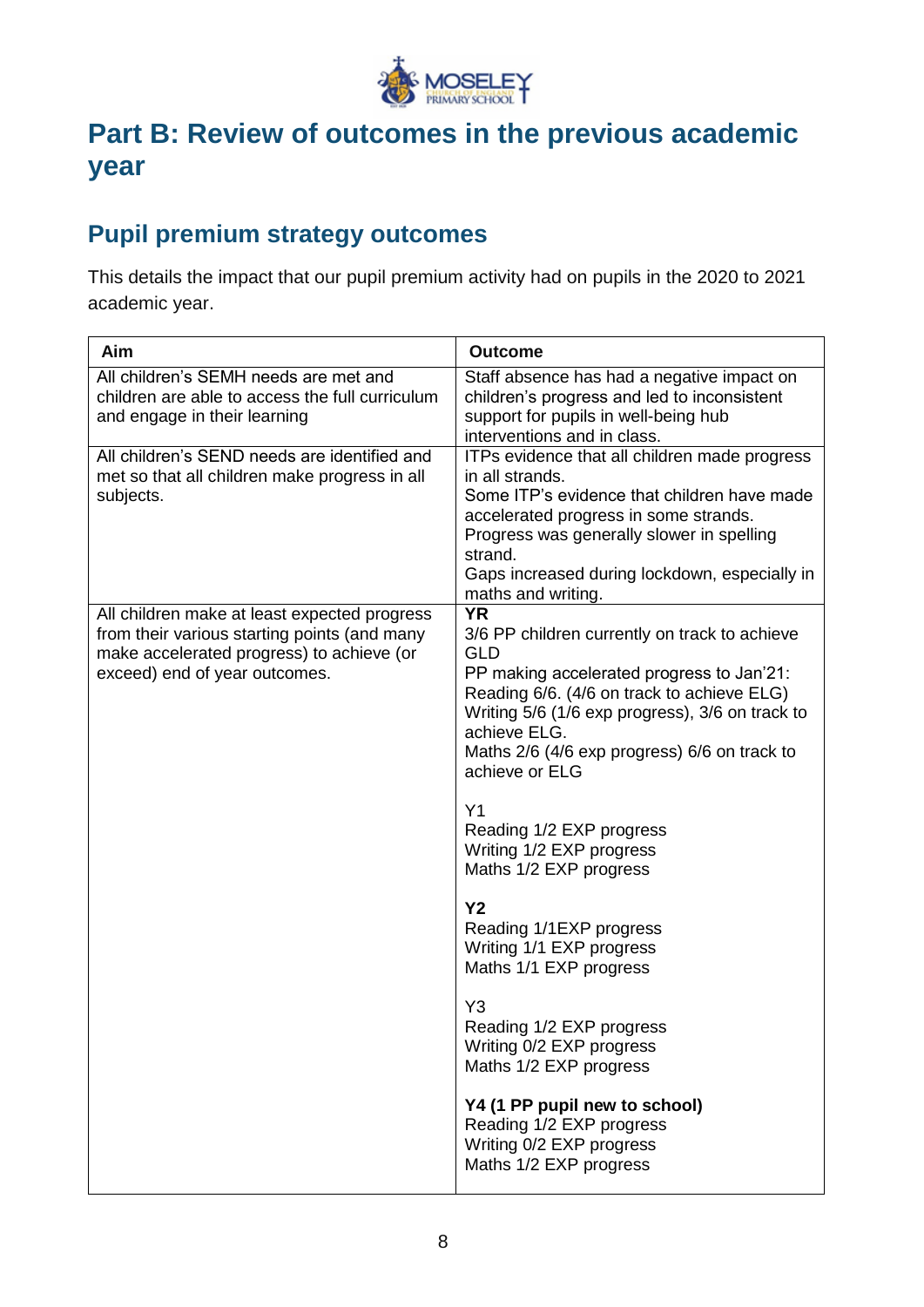# Part B: Review of outcomes in the previous academic year

## Pupil premium strategy outcomes

This details the impact that our pupil premium activity had on pupils in the 2020 to 2021 academic year.

| Aim | Outcome |
|---|---|
| All children's SEMH needs are met and children are able to access the full curriculum and engage in their learning | Staff absence has had a negative impact on children's progress and led to inconsistent support for pupils in well-being hub interventions and in class. |
| All children's SEND needs are identified and met so that all children make progress in all subjects. | ITPs evidence that all children made progress in all strands.<br>Some ITP's evidence that children have made accelerated progress in some strands.<br>Progress was generally slower in spelling strand.<br>Gaps increased during lockdown, especially in maths and writing. |
| All children make at least expected progress from their various starting points (and many make accelerated progress) to achieve (or exceed) end of year outcomes. | **YR**<br>3/6 PP children currently on track to achieve GLD<br>PP making accelerated progress to Jan'21:<br>Reading 6/6. (4/6 on track to achieve ELG)<br>Writing 5/6 (1/6 exp progress), 3/6 on track to achieve ELG.<br>Maths 2/6 (4/6 exp progress) 6/6 on track to achieve or ELG<br><br>Y1<br>Reading 1/2 EXP progress<br>Writing 1/2 EXP progress<br>Maths 1/2 EXP progress<br><br>**Y2**<br>Reading 1/1EXP progress<br>Writing 1/1 EXP progress<br>Maths 1/1 EXP progress<br><br>Y3<br>Reading 1/2 EXP progress<br>Writing 0/2 EXP progress<br>Maths 1/2 EXP progress<br><br>**Y4 (1 PP pupil new to school)**<br>Reading 1/2 EXP progress<br>Writing 0/2 EXP progress<br>Maths 1/2 EXP progress |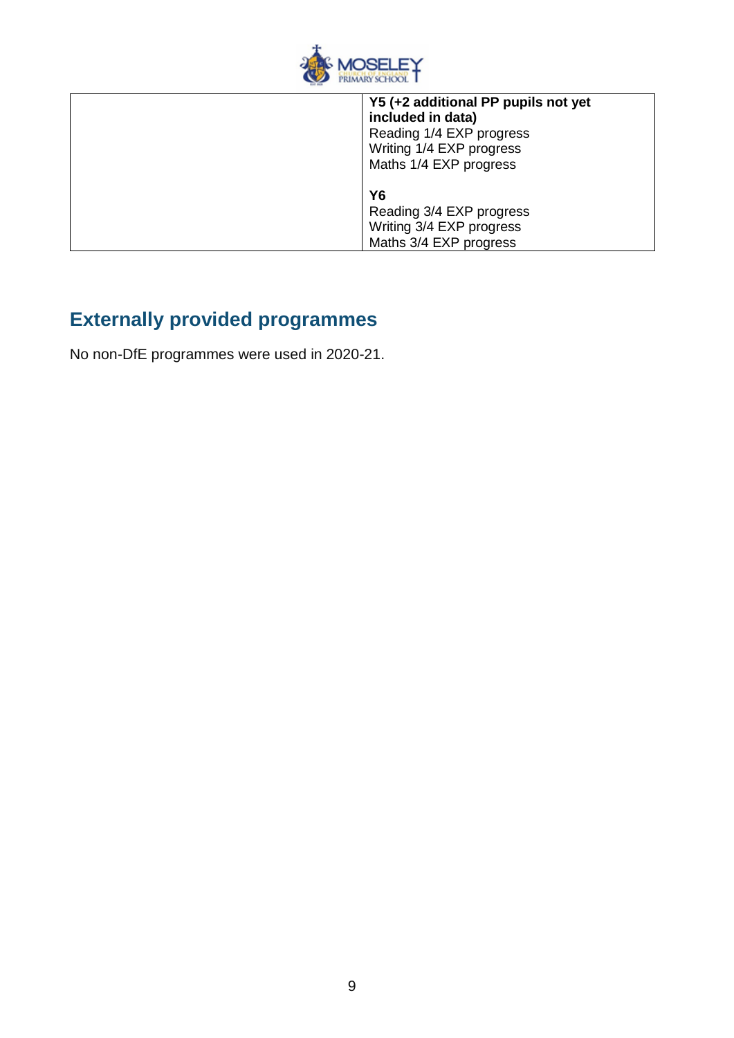| | |
|---|---|
| | **Y5 (+2 additional PP pupils not yet included in data)**<br>Reading 1/4 EXP progress<br>Writing 1/4 EXP progress<br>Maths 1/4 EXP progress<br><br>**Y6**<br>Reading 3/4 EXP progress<br>Writing 3/4 EXP progress<br>Maths 3/4 EXP progress |

## Externally provided programmes

No non-DfE programmes were used in 2020-21.